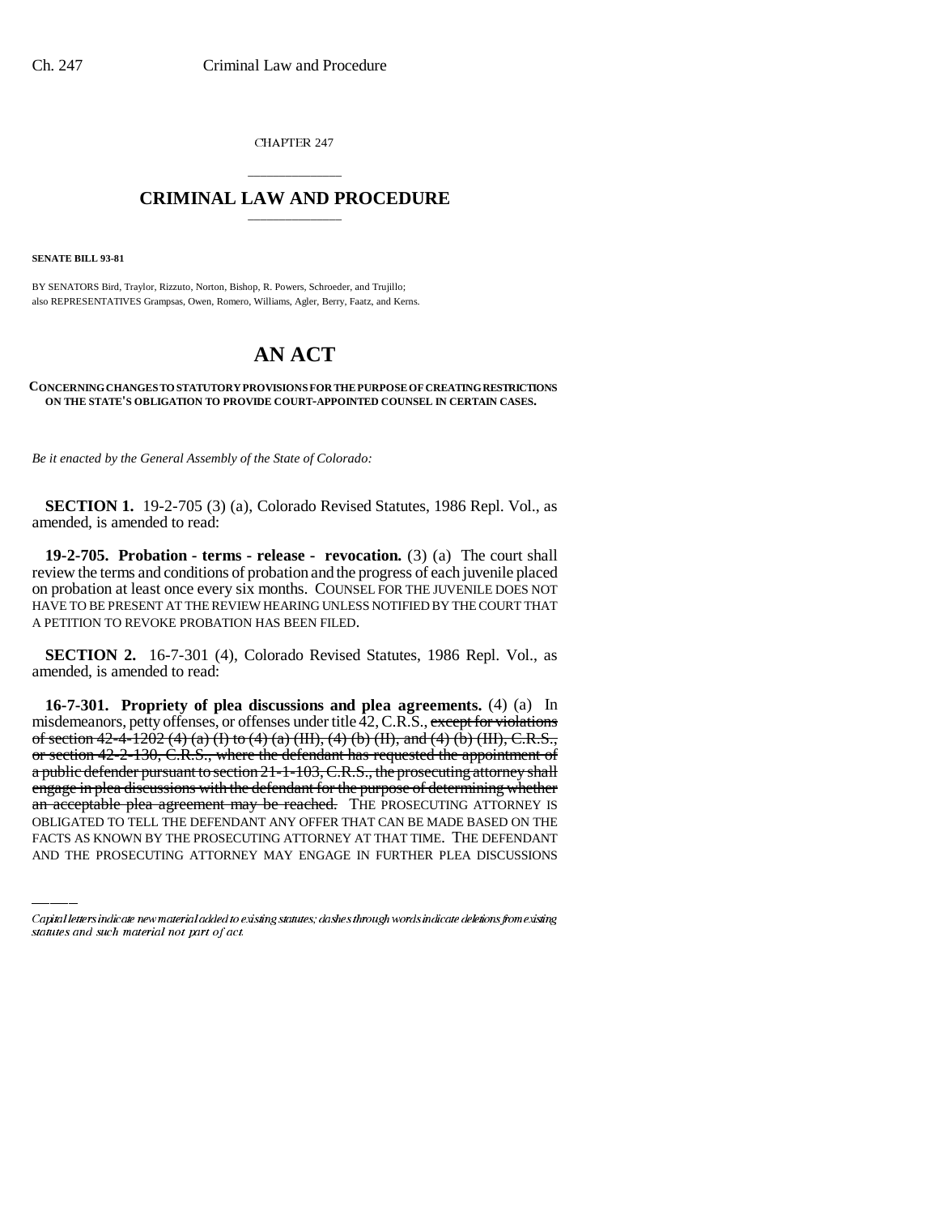CHAPTER 247

# CRIMINAL LAW AND PROCEDURE

**SENATE BILL 93-81**

BY SENATORS Bird, Traylor, Rizzuto, Norton, Bishop, R. Powers, Schroeder, and Trujillo;
also REPRESENTATIVES Grampsas, Owen, Romero, Williams, Agler, Berry, Faatz, and Kerns.

# AN ACT

**CONCERNING CHANGES TO STATUTORY PROVISIONS FOR THE PURPOSE OF CREATING RESTRICTIONS ON THE STATE'S OBLIGATION TO PROVIDE COURT-APPOINTED COUNSEL IN CERTAIN CASES.**

*Be it enacted by the General Assembly of the State of Colorado:*

**SECTION 1.** 19-2-705 (3) (a), Colorado Revised Statutes, 1986 Repl. Vol., as amended, is amended to read:

**19-2-705. Probation - terms - release - revocation.** (3) (a) The court shall review the terms and conditions of probation and the progress of each juvenile placed on probation at least once every six months. COUNSEL FOR THE JUVENILE DOES NOT HAVE TO BE PRESENT AT THE REVIEW HEARING UNLESS NOTIFIED BY THE COURT THAT A PETITION TO REVOKE PROBATION HAS BEEN FILED.

**SECTION 2.** 16-7-301 (4), Colorado Revised Statutes, 1986 Repl. Vol., as amended, is amended to read:

**16-7-301. Propriety of plea discussions and plea agreements.** (4) (a) In misdemeanors, petty offenses, or offenses under title 42, C.R.S., ~~except for violations of section 42-4-1202 (4) (a) (I) to (4) (a) (III), (4) (b) (II), and (4) (b) (III), C.R.S., or section 42-2-130, C.R.S., where the defendant has requested the appointment of a public defender pursuant to section 21-1-103, C.R.S., the prosecuting attorney shall engage in plea discussions with the defendant for the purpose of determining whether an acceptable plea agreement may be reached.~~ THE PROSECUTING ATTORNEY IS OBLIGATED TO TELL THE DEFENDANT ANY OFFER THAT CAN BE MADE BASED ON THE FACTS AS KNOWN BY THE PROSECUTING ATTORNEY AT THAT TIME. THE DEFENDANT AND THE PROSECUTING ATTORNEY MAY ENGAGE IN FURTHER PLEA DISCUSSIONS

Capital letters indicate new material added to existing statutes; dashes through words indicate deletions from existing statutes and such material not part of act.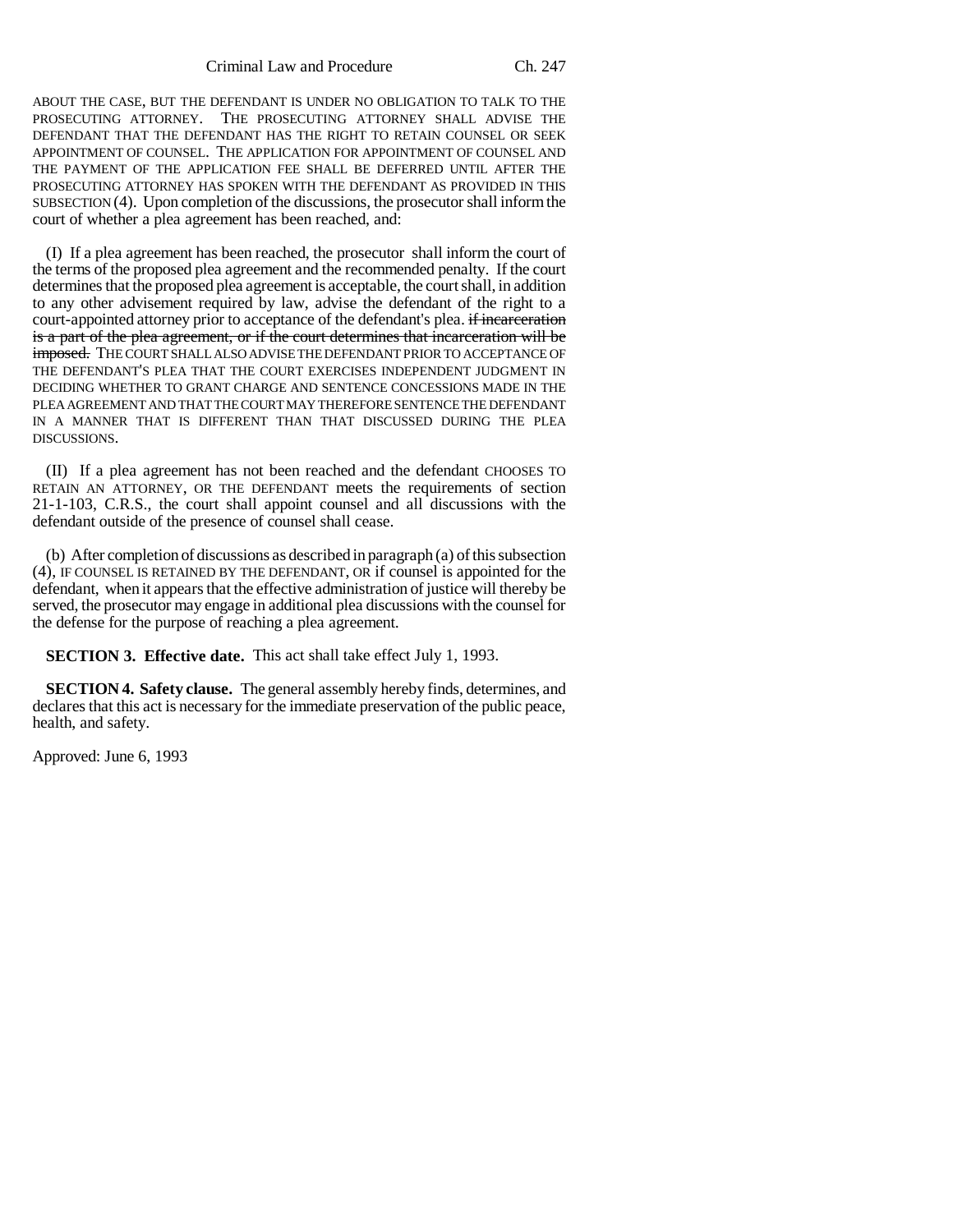ABOUT THE CASE, BUT THE DEFENDANT IS UNDER NO OBLIGATION TO TALK TO THE PROSECUTING ATTORNEY. THE PROSECUTING ATTORNEY SHALL ADVISE THE DEFENDANT THAT THE DEFENDANT HAS THE RIGHT TO RETAIN COUNSEL OR SEEK APPOINTMENT OF COUNSEL. THE APPLICATION FOR APPOINTMENT OF COUNSEL AND THE PAYMENT OF THE APPLICATION FEE SHALL BE DEFERRED UNTIL AFTER THE PROSECUTING ATTORNEY HAS SPOKEN WITH THE DEFENDANT AS PROVIDED IN THIS SUBSECTION (4). Upon completion of the discussions, the prosecutor shall inform the court of whether a plea agreement has been reached, and:

(I) If a plea agreement has been reached, the prosecutor shall inform the court of the terms of the proposed plea agreement and the recommended penalty. If the court determines that the proposed plea agreement is acceptable, the court shall, in addition to any other advisement required by law, advise the defendant of the right to a court-appointed attorney prior to acceptance of the defendant's plea. ~~if incarceration is a part of the plea agreement, or if the court determines that incarceration will be imposed.~~ THE COURT SHALL ALSO ADVISE THE DEFENDANT PRIOR TO ACCEPTANCE OF THE DEFENDANT'S PLEA THAT THE COURT EXERCISES INDEPENDENT JUDGMENT IN DECIDING WHETHER TO GRANT CHARGE AND SENTENCE CONCESSIONS MADE IN THE PLEA AGREEMENT AND THAT THE COURT MAY THEREFORE SENTENCE THE DEFENDANT IN A MANNER THAT IS DIFFERENT THAN THAT DISCUSSED DURING THE PLEA DISCUSSIONS.

(II) If a plea agreement has not been reached and the defendant CHOOSES TO RETAIN AN ATTORNEY, OR THE DEFENDANT meets the requirements of section 21-1-103, C.R.S., the court shall appoint counsel and all discussions with the defendant outside of the presence of counsel shall cease.

(b) After completion of discussions as described in paragraph (a) of this subsection (4), IF COUNSEL IS RETAINED BY THE DEFENDANT, OR if counsel is appointed for the defendant, when it appears that the effective administration of justice will thereby be served, the prosecutor may engage in additional plea discussions with the counsel for the defense for the purpose of reaching a plea agreement.

**SECTION 3. Effective date.** This act shall take effect July 1, 1993.

**SECTION 4. Safety clause.** The general assembly hereby finds, determines, and declares that this act is necessary for the immediate preservation of the public peace, health, and safety.

Approved: June 6, 1993